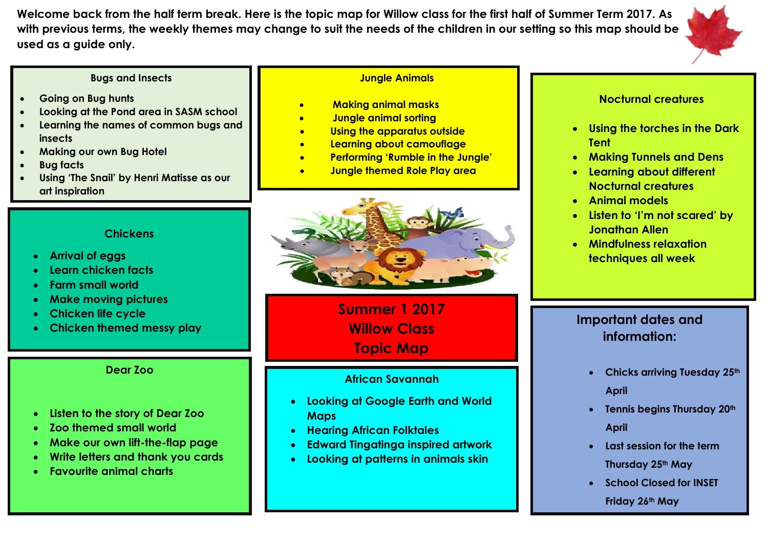Welcome back from the half term break. Here is the topic map for Willow class for the first half of Summer Term 2017. As with previous terms, the weekly themes may change to suit the needs of the children in our setting so this map should be used as a guide only.

# Summer 1 2017 Willow Class Topic Map

## Bugs and Insects

- Going on Bug hunts
- Looking at the Pond area in SASM school
- Learning the names of common bugs and insects
- Making our own Bug Hotel
- Bug facts
- Using 'The Snail' by Henri Matisse as our art inspiration

## Jungle Animals

- Making animal masks
- Jungle animal sorting
- Using the apparatus outside
- Learning about camouflage
- Performing 'Rumble in the Jungle'
- Jungle themed Role Play area

## Nocturnal creatures

- Using the torches in the Dark Tent
- Making Tunnels and Dens
- Learning about different Nocturnal creatures
- Animal models
- Listen to 'I'm not scared' by Jonathan Allen
- Mindfulness relaxation techniques all week

## Chickens

- Arrival of eggs
- Learn chicken facts
- Farm small world
- Make moving pictures
- Chicken life cycle
- Chicken themed messy play

## Dear Zoo

- Listen to the story of Dear Zoo
- Zoo themed small world
- Make our own lift-the-flap page
- Write letters and thank you cards
- Favourite animal charts

## African Savannah

- Looking at Google Earth and World Maps
- Hearing African Folktales
- Edward Tingatinga inspired artwork
- Looking at patterns in animals skin

## Important dates and information:

- Chicks arriving Tuesday 25th April
- Tennis begins Thursday 20th April
- Last session for the term Thursday 25th May
- School Closed for INSET Friday 26th May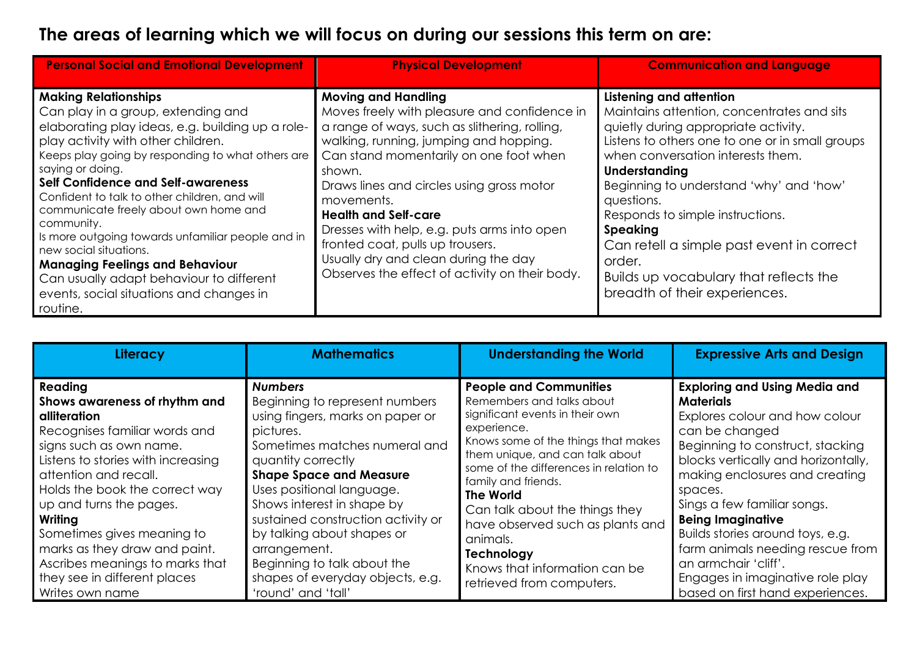## The areas of learning which we will focus on during our sessions this term on are:

| Personal Social and Emotional Development | Physical Development | Communication and Language |
|---|---|---|
| **Making Relationships**<br>Can play in a group, extending and elaborating play ideas, e.g. building up a role-play activity with other children.<br>Keeps play going by responding to what others are saying or doing.<br>**Self Confidence and Self-awareness**<br>Confident to talk to other children, and will communicate freely about own home and community.<br>Is more outgoing towards unfamiliar people and in new social situations.<br>**Managing Feelings and Behaviour**<br>Can usually adapt behaviour to different events, social situations and changes in routine. | **Moving and Handling**<br>Moves freely with pleasure and confidence in a range of ways, such as slithering, rolling, walking, running, jumping and hopping.<br>Can stand momentarily on one foot when shown.<br>Draws lines and circles using gross motor movements.<br>**Health and Self-care**<br>Dresses with help, e.g. puts arms into open fronted coat, pulls up trousers.<br>Usually dry and clean during the day<br>Observes the effect of activity on their body. | **Listening and attention**<br>Maintains attention, concentrates and sits quietly during appropriate activity.<br>Listens to others one to one or in small groups when conversation interests them.<br>**Understanding**<br>Beginning to understand 'why' and 'how' questions.<br>Responds to simple instructions.<br>**Speaking**<br>Can retell a simple past event in correct order.<br>Builds up vocabulary that reflects the breadth of their experiences. |

| Literacy | Mathematics | Understanding the World | Expressive Arts and Design |
|---|---|---|---|
| **Reading**<br>**Shows awareness of rhythm and alliteration**<br>Recognises familiar words and signs such as own name.<br>Listens to stories with increasing attention and recall.<br>Holds the book the correct way up and turns the pages.<br>**Writing**<br>Sometimes gives meaning to marks as they draw and paint.<br>Ascribes meanings to marks that they see in different places<br>Writes own name | ***Numbers***<br>Beginning to represent numbers using fingers, marks on paper or pictures.<br>Sometimes matches numeral and quantity correctly<br>**Shape Space and Measure**<br>Uses positional language.<br>Shows interest in shape by sustained construction activity or by talking about shapes or arrangement.<br>Beginning to talk about the shapes of everyday objects, e.g. 'round' and 'tall' | **People and Communities**<br>Remembers and talks about significant events in their own experience.<br>Knows some of the things that makes them unique, and can talk about some of the differences in relation to family and friends.<br>**The World**<br>Can talk about the things they have observed such as plants and animals.<br>**Technology**<br>Knows that information can be retrieved from computers. | **Exploring and Using Media and Materials**<br>Explores colour and how colour can be changed<br>Beginning to construct, stacking blocks vertically and horizontally, making enclosures and creating spaces.<br>Sings a few familiar songs.<br>**Being Imaginative**<br>Builds stories around toys, e.g. farm animals needing rescue from an armchair 'cliff'.<br>Engages in imaginative role play based on first hand experiences. |